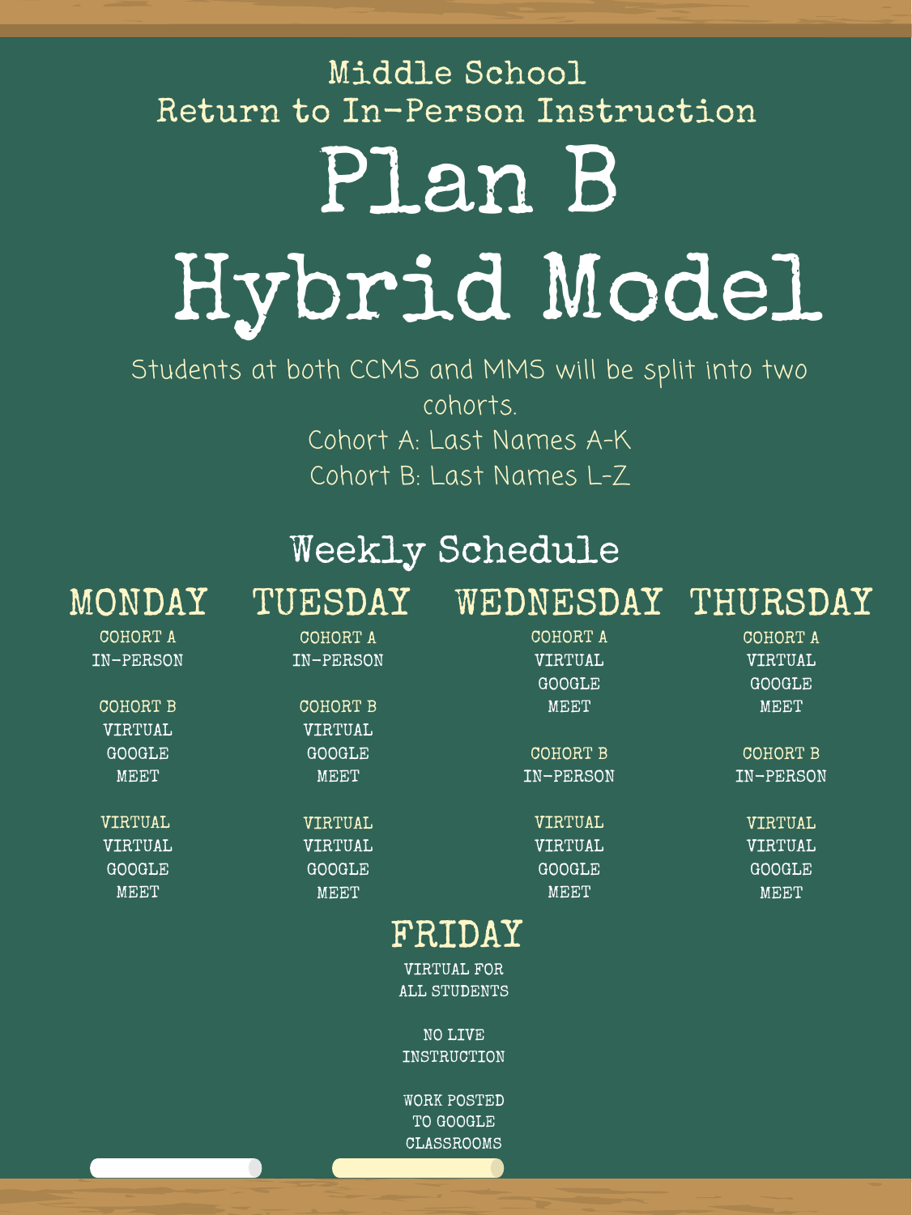# Middle School
## Return to In-Person Instruction

# Plan B
# Hybrid Model

Students at both CCMS and MMS will be split into two cohorts.

Cohort A: Last Names A-K

Cohort B: Last Names L-Z

## Weekly Schedule

| MONDAY | TUESDAY | WEDNESDAY | THURSDAY |
| --- | --- | --- | --- |
| COHORT A IN-PERSON | COHORT A IN-PERSON | COHORT A VIRTUAL GOOGLE MEET | COHORT A VIRTUAL GOOGLE MEET |
| COHORT B VIRTUAL GOOGLE MEET | COHORT B VIRTUAL GOOGLE MEET | COHORT B IN-PERSON | COHORT B IN-PERSON |
| VIRTUAL VIRTUAL GOOGLE MEET | VIRTUAL VIRTUAL GOOGLE MEET | VIRTUAL VIRTUAL GOOGLE MEET | VIRTUAL VIRTUAL GOOGLE MEET |

### FRIDAY

VIRTUAL FOR ALL STUDENTS

NO LIVE INSTRUCTION

WORK POSTED TO GOOGLE CLASSROOMS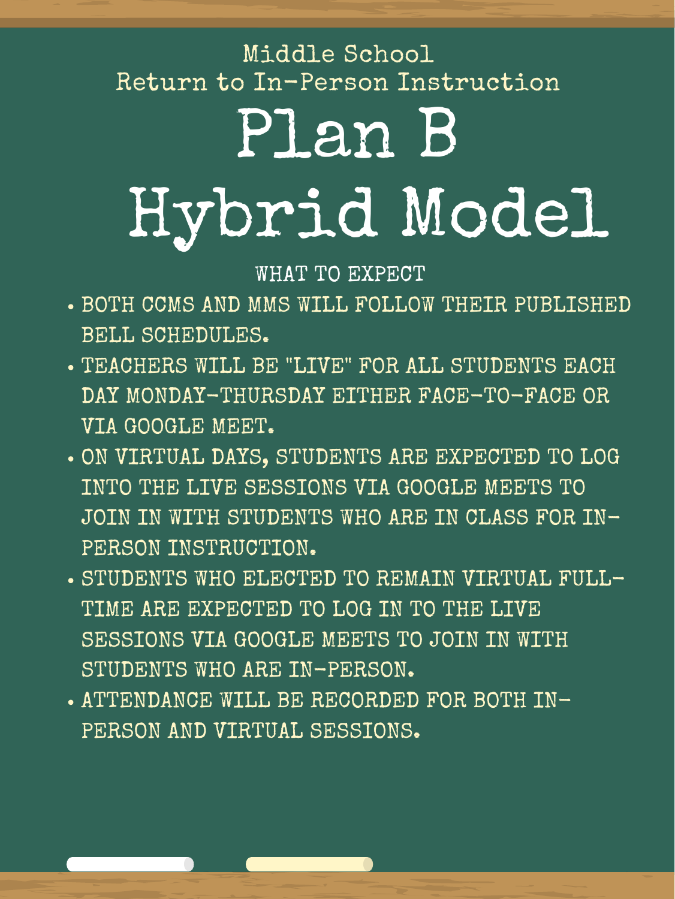Middle School
Return to In-Person Instruction

# Plan B Hybrid Model

WHAT TO EXPECT

- BOTH CCMS AND MMS WILL FOLLOW THEIR PUBLISHED BELL SCHEDULES.
- TEACHERS WILL BE "LIVE" FOR ALL STUDENTS EACH DAY MONDAY-THURSDAY EITHER FACE-TO-FACE OR VIA GOOGLE MEET.
- ON VIRTUAL DAYS, STUDENTS ARE EXPECTED TO LOG INTO THE LIVE SESSIONS VIA GOOGLE MEETS TO JOIN IN WITH STUDENTS WHO ARE IN CLASS FOR IN-PERSON INSTRUCTION.
- STUDENTS WHO ELECTED TO REMAIN VIRTUAL FULL-TIME ARE EXPECTED TO LOG IN TO THE LIVE SESSIONS VIA GOOGLE MEETS TO JOIN IN WITH STUDENTS WHO ARE IN-PERSON.
- ATTENDANCE WILL BE RECORDED FOR BOTH IN-PERSON AND VIRTUAL SESSIONS.